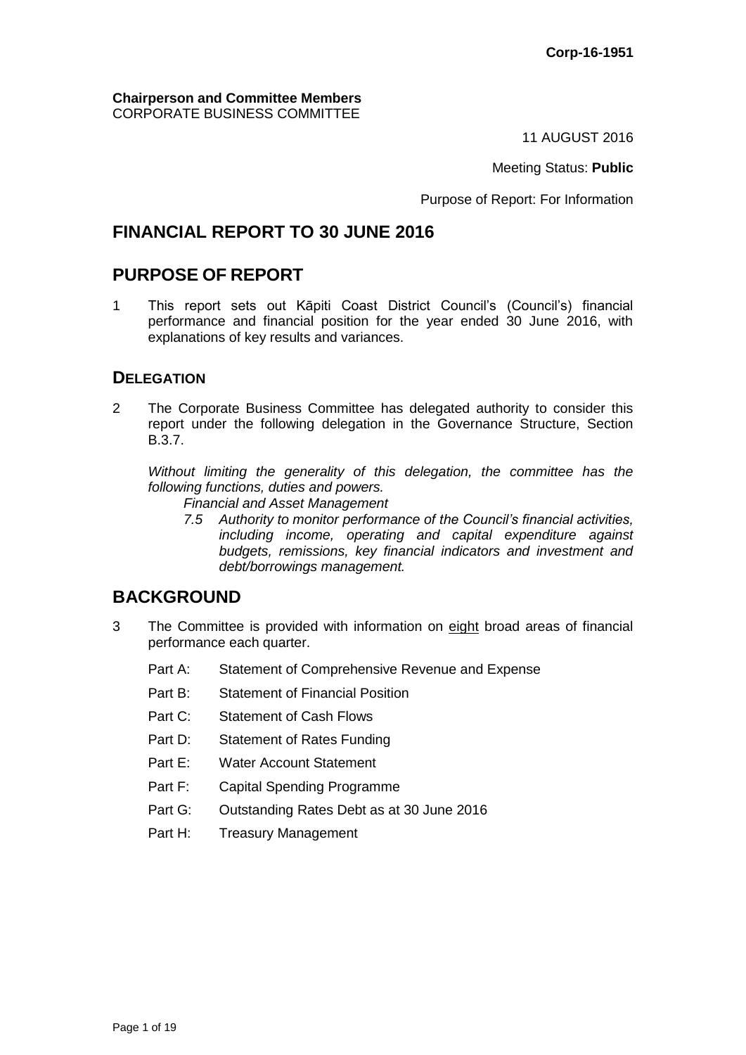**Corp-16-1951**

**Chairperson and Committee Members**
CORPORATE BUSINESS COMMITTEE

11 AUGUST 2016

Meeting Status: **Public**

Purpose of Report: For Information

# FINANCIAL REPORT TO 30 JUNE 2016

## PURPOSE OF REPORT

1 This report sets out Kāpiti Coast District Council's (Council's) financial performance and financial position for the year ended 30 June 2016, with explanations of key results and variances.

### DELEGATION

2 The Corporate Business Committee has delegated authority to consider this report under the following delegation in the Governance Structure, Section B.3.7.

*Without limiting the generality of this delegation, the committee has the following functions, duties and powers.*

*Financial and Asset Management*

*7.5 Authority to monitor performance of the Council's financial activities, including income, operating and capital expenditure against budgets, remissions, key financial indicators and investment and debt/borrowings management.*

## BACKGROUND

3 The Committee is provided with information on eight broad areas of financial performance each quarter.

- Part A: Statement of Comprehensive Revenue and Expense
- Part B: Statement of Financial Position
- Part C: Statement of Cash Flows
- Part D: Statement of Rates Funding
- Part E: Water Account Statement
- Part F: Capital Spending Programme
- Part G: Outstanding Rates Debt as at 30 June 2016
- Part H: Treasury Management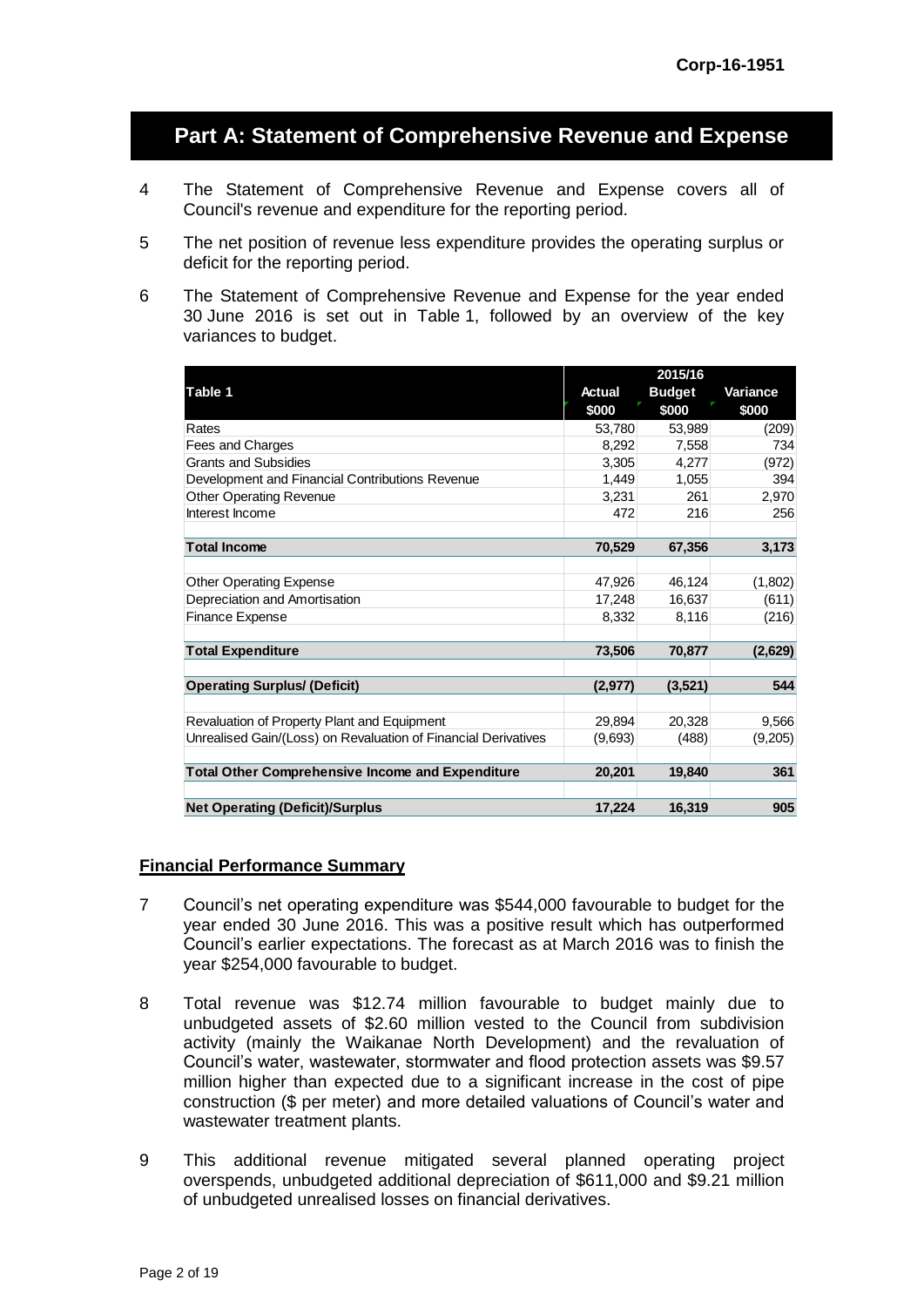## Part A: Statement of Comprehensive Revenue and Expense

4 The Statement of Comprehensive Revenue and Expense covers all of Council's revenue and expenditure for the reporting period.

5 The net position of revenue less expenditure provides the operating surplus or deficit for the reporting period.

6 The Statement of Comprehensive Revenue and Expense for the year ended 30 June 2016 is set out in Table 1, followed by an overview of the key variances to budget.

| Table 1 | 2015/16 | | |
|---|---|---|---|
| | **Actual $000** | **Budget $000** | **Variance $000** |
| Rates | 53,780 | 53,989 | (209) |
| Fees and Charges | 8,292 | 7,558 | 734 |
| Grants and Subsidies | 3,305 | 4,277 | (972) |
| Development and Financial Contributions Revenue | 1,449 | 1,055 | 394 |
| Other Operating Revenue | 3,231 | 261 | 2,970 |
| Interest Income | 472 | 216 | 256 |
| **Total Income** | **70,529** | **67,356** | **3,173** |
| Other Operating Expense | 47,926 | 46,124 | (1,802) |
| Depreciation and Amortisation | 17,248 | 16,637 | (611) |
| Finance Expense | 8,332 | 8,116 | (216) |
| **Total Expenditure** | **73,506** | **70,877** | **(2,629)** |
| **Operating Surplus/ (Deficit)** | **(2,977)** | **(3,521)** | **544** |
| Revaluation of Property Plant and Equipment | 29,894 | 20,328 | 9,566 |
| Unrealised Gain/(Loss) on Revaluation of Financial Derivatives | (9,693) | (488) | (9,205) |
| **Total Other Comprehensive Income and Expenditure** | **20,201** | **19,840** | **361** |
| **Net Operating (Deficit)/Surplus** | **17,224** | **16,319** | **905** |

### Financial Performance Summary

7 Council's net operating expenditure was $544,000 favourable to budget for the year ended 30 June 2016. This was a positive result which has outperformed Council's earlier expectations. The forecast as at March 2016 was to finish the year $254,000 favourable to budget.

8 Total revenue was $12.74 million favourable to budget mainly due to unbudgeted assets of $2.60 million vested to the Council from subdivision activity (mainly the Waikanae North Development) and the revaluation of Council's water, wastewater, stormwater and flood protection assets was $9.57 million higher than expected due to a significant increase in the cost of pipe construction ($ per meter) and more detailed valuations of Council's water and wastewater treatment plants.

9 This additional revenue mitigated several planned operating project overspends, unbudgeted additional depreciation of $611,000 and $9.21 million of unbudgeted unrealised losses on financial derivatives.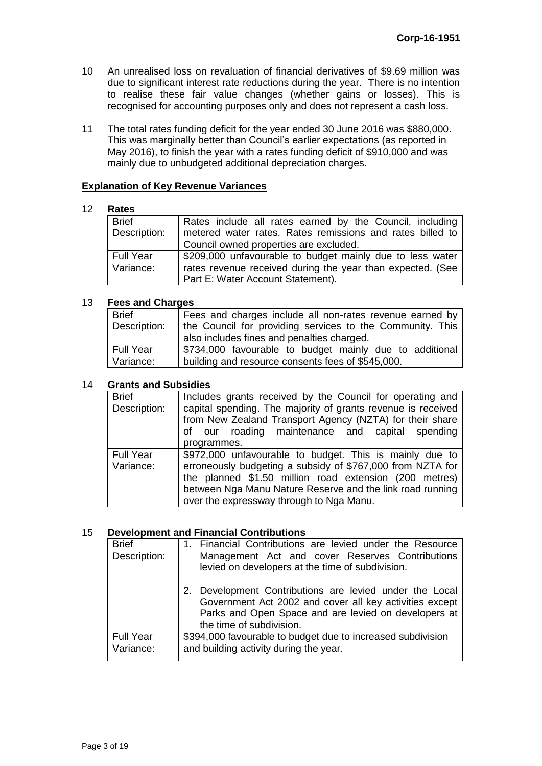10 An unrealised loss on revaluation of financial derivatives of $9.69 million was due to significant interest rate reductions during the year. There is no intention to realise these fair value changes (whether gains or losses). This is recognised for accounting purposes only and does not represent a cash loss.

11 The total rates funding deficit for the year ended 30 June 2016 was $880,000. This was marginally better than Council's earlier expectations (as reported in May 2016), to finish the year with a rates funding deficit of $910,000 and was mainly due to unbudgeted additional depreciation charges.

**Explanation of Key Revenue Variances**

12 **Rates**

| | |
|---|---|
| Brief Description: | Rates include all rates earned by the Council, including metered water rates. Rates remissions and rates billed to Council owned properties are excluded. |
| Full Year Variance: | $209,000 unfavourable to budget mainly due to less water rates revenue received during the year than expected. (See Part E: Water Account Statement). |

13 **Fees and Charges**

| | |
|---|---|
| Brief Description: | Fees and charges include all non-rates revenue earned by the Council for providing services to the Community. This also includes fines and penalties charged. |
| Full Year Variance: | $734,000 favourable to budget mainly due to additional building and resource consents fees of $545,000. |

14 **Grants and Subsidies**

| | |
|---|---|
| Brief Description: | Includes grants received by the Council for operating and capital spending. The majority of grants revenue is received from New Zealand Transport Agency (NZTA) for their share of our roading maintenance and capital spending programmes. |
| Full Year Variance: | $972,000 unfavourable to budget. This is mainly due to erroneously budgeting a subsidy of $767,000 from NZTA for the planned $1.50 million road extension (200 metres) between Nga Manu Nature Reserve and the link road running over the expressway through to Nga Manu. |

15 **Development and Financial Contributions**

| | |
|---|---|
| Brief Description: | 1. Financial Contributions are levied under the Resource Management Act and cover Reserves Contributions levied on developers at the time of subdivision. 2. Development Contributions are levied under the Local Government Act 2002 and cover all key activities except Parks and Open Space and are levied on developers at the time of subdivision. |
| Full Year Variance: | $394,000 favourable to budget due to increased subdivision and building activity during the year. |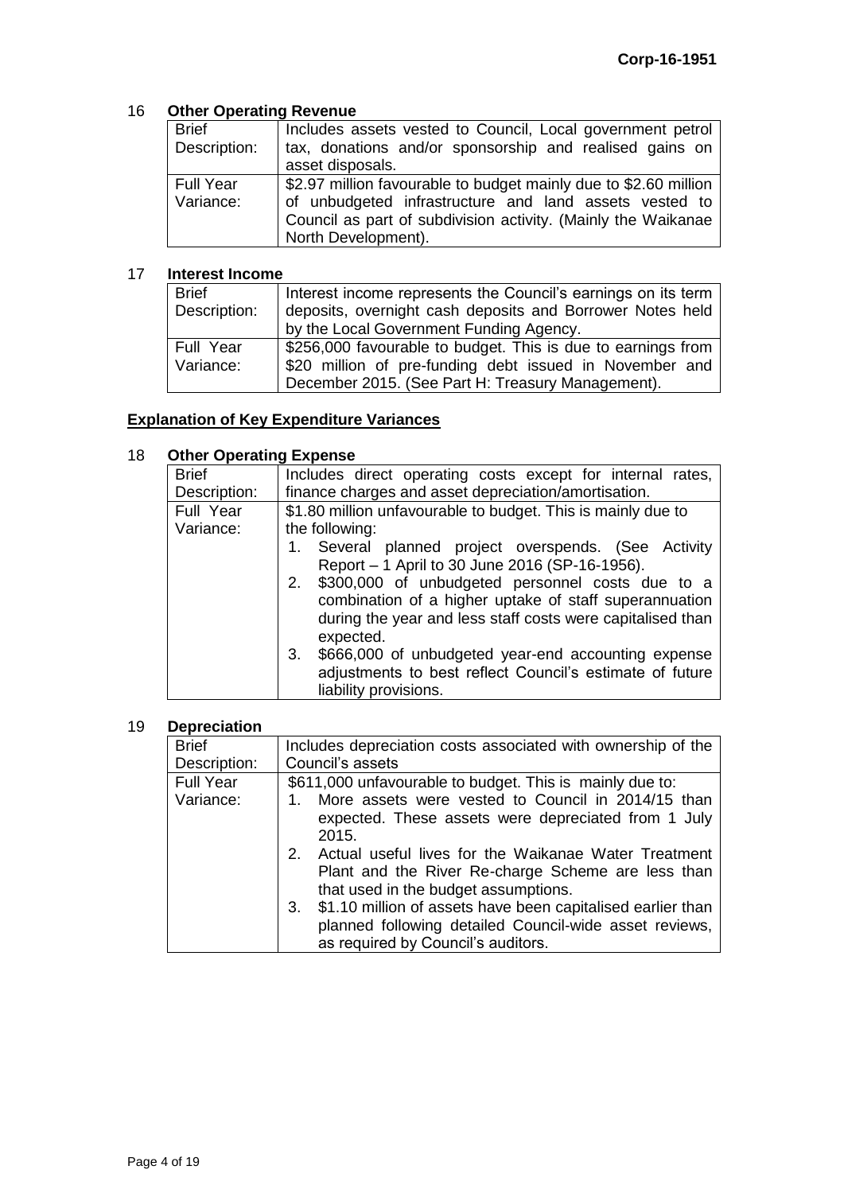### 16 Other Operating Revenue

| | |
|---|---|
| Brief Description: | Includes assets vested to Council, Local government petrol tax, donations and/or sponsorship and realised gains on asset disposals. |
| Full Year Variance: | $2.97 million favourable to budget mainly due to $2.60 million of unbudgeted infrastructure and land assets vested to Council as part of subdivision activity. (Mainly the Waikanae North Development). |

### 17 Interest Income

| | |
|---|---|
| Brief Description: | Interest income represents the Council's earnings on its term deposits, overnight cash deposits and Borrower Notes held by the Local Government Funding Agency. |
| Full Year Variance: | $256,000 favourable to budget. This is due to earnings from $20 million of pre-funding debt issued in November and December 2015. (See Part H: Treasury Management). |

## Explanation of Key Expenditure Variances

### 18 Other Operating Expense

| | |
|---|---|
| Brief Description: | Includes direct operating costs except for internal rates, finance charges and asset depreciation/amortisation. |
| Full Year Variance: | $1.80 million unfavourable to budget. This is mainly due to the following:<br>1. Several planned project overspends. (See Activity Report – 1 April to 30 June 2016 (SP-16-1956).<br>2. $300,000 of unbudgeted personnel costs due to a combination of a higher uptake of staff superannuation during the year and less staff costs were capitalised than expected.<br>3. $666,000 of unbudgeted year-end accounting expense adjustments to best reflect Council's estimate of future liability provisions. |

### 19 Depreciation

| | |
|---|---|
| Brief Description: | Includes depreciation costs associated with ownership of the Council's assets |
| Full Year Variance: | $611,000 unfavourable to budget. This is mainly due to:<br>1. More assets were vested to Council in 2014/15 than expected. These assets were depreciated from 1 July 2015.<br>2. Actual useful lives for the Waikanae Water Treatment Plant and the River Re-charge Scheme are less than that used in the budget assumptions.<br>3. $1.10 million of assets have been capitalised earlier than planned following detailed Council-wide asset reviews, as required by Council's auditors. |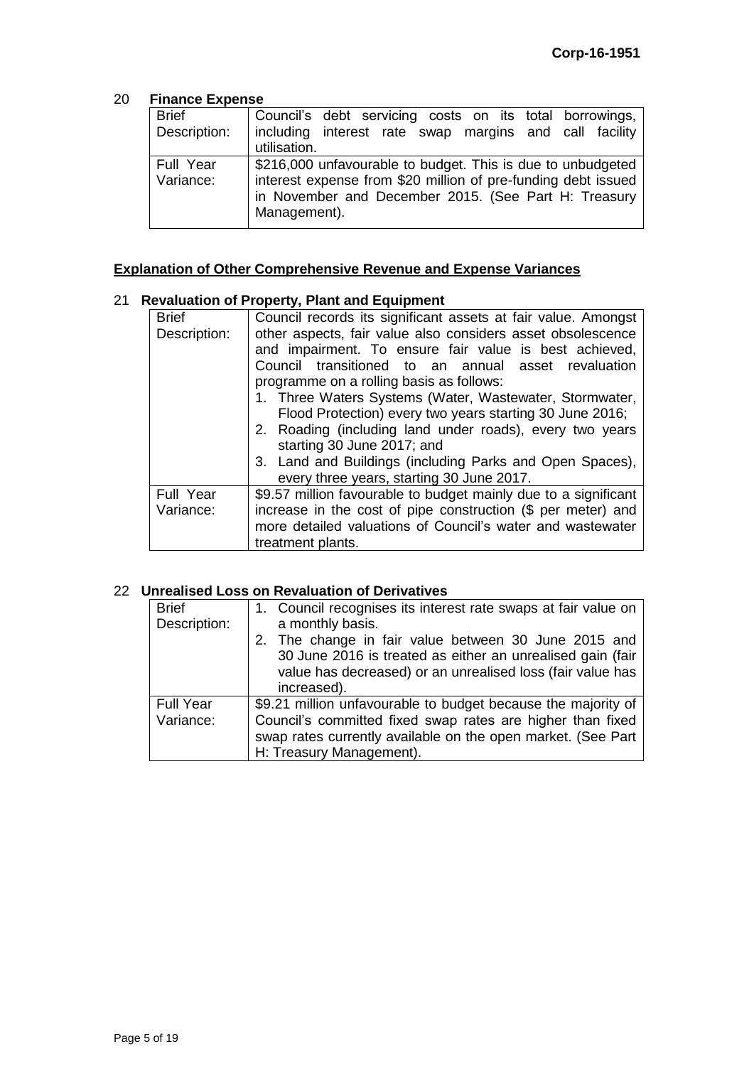## 20 Finance Expense

| | |
|---|---|
| Brief Description: | Council's debt servicing costs on its total borrowings, including interest rate swap margins and call facility utilisation. |
| Full Year Variance: | $216,000 unfavourable to budget. This is due to unbudgeted interest expense from $20 million of pre-funding debt issued in November and December 2015. (See Part H: Treasury Management). |

## Explanation of Other Comprehensive Revenue and Expense Variances

## 21 Revaluation of Property, Plant and Equipment

| | |
|---|---|
| Brief Description: | Council records its significant assets at fair value. Amongst other aspects, fair value also considers asset obsolescence and impairment. To ensure fair value is best achieved, Council transitioned to an annual asset revaluation programme on a rolling basis as follows:<br>1. Three Waters Systems (Water, Wastewater, Stormwater, Flood Protection) every two years starting 30 June 2016;<br>2. Roading (including land under roads), every two years starting 30 June 2017; and<br>3. Land and Buildings (including Parks and Open Spaces), every three years, starting 30 June 2017. |
| Full Year Variance: | $9.57 million favourable to budget mainly due to a significant increase in the cost of pipe construction ($ per meter) and more detailed valuations of Council's water and wastewater treatment plants. |

## 22 Unrealised Loss on Revaluation of Derivatives

| | |
|---|---|
| Brief Description: | 1. Council recognises its interest rate swaps at fair value on a monthly basis.<br>2. The change in fair value between 30 June 2015 and 30 June 2016 is treated as either an unrealised gain (fair value has decreased) or an unrealised loss (fair value has increased). |
| Full Year Variance: | $9.21 million unfavourable to budget because the majority of Council's committed fixed swap rates are higher than fixed swap rates currently available on the open market. (See Part H: Treasury Management). |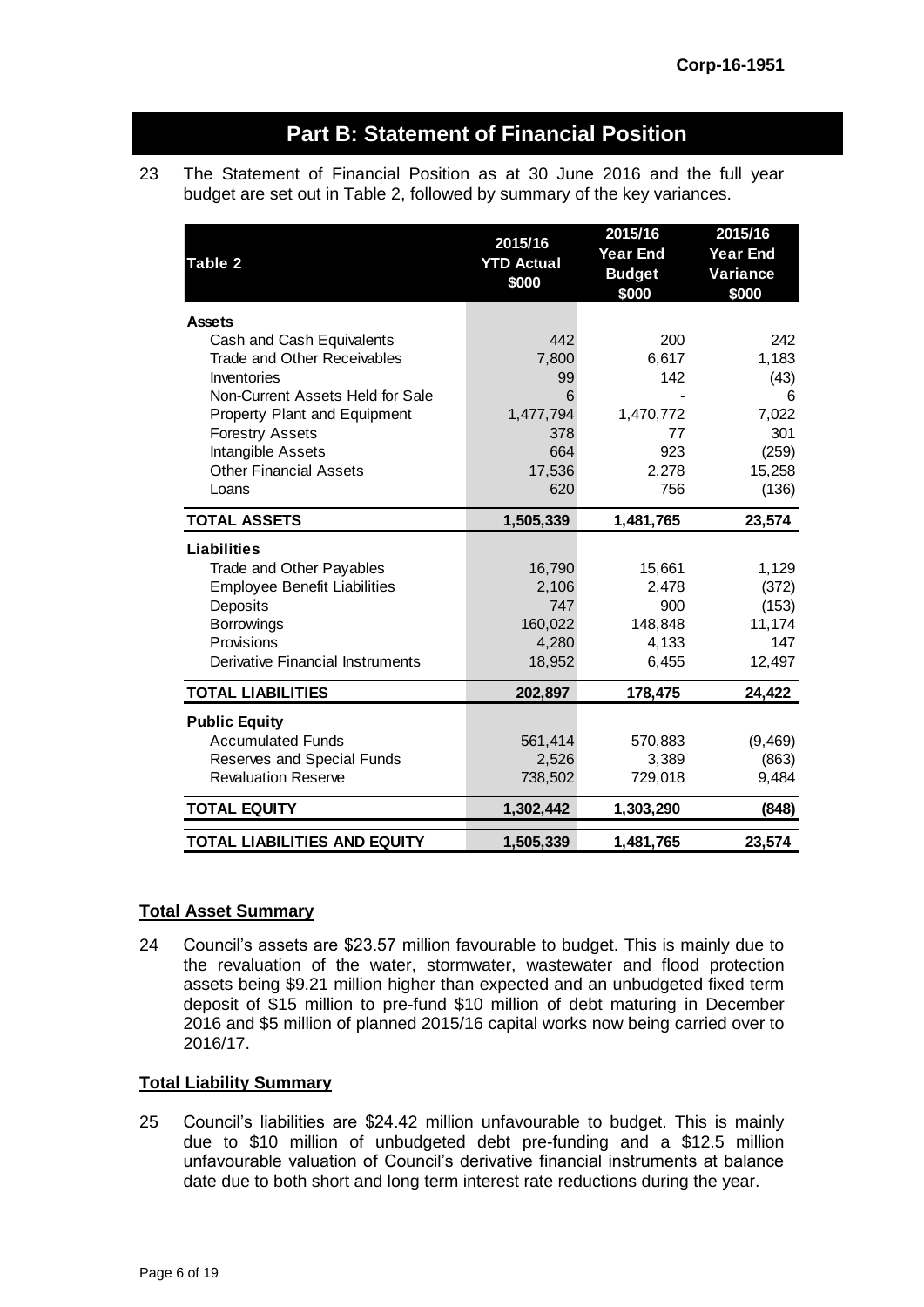## Part B: Statement of Financial Position

23 The Statement of Financial Position as at 30 June 2016 and the full year budget are set out in Table 2, followed by summary of the key variances.

| Table 2 | 2015/16 YTD Actual $000 | 2015/16 Year End Budget $000 | 2015/16 Year End Variance $000 |
|---|---|---|---|
| **Assets** | | | |
| Cash and Cash Equivalents | 442 | 200 | 242 |
| Trade and Other Receivables | 7,800 | 6,617 | 1,183 |
| Inventories | 99 | 142 | (43) |
| Non-Current Assets Held for Sale | 6 | - | 6 |
| Property Plant and Equipment | 1,477,794 | 1,470,772 | 7,022 |
| Forestry Assets | 378 | 77 | 301 |
| Intangible Assets | 664 | 923 | (259) |
| Other Financial Assets | 17,536 | 2,278 | 15,258 |
| Loans | 620 | 756 | (136) |
| **TOTAL ASSETS** | **1,505,339** | **1,481,765** | **23,574** |
| **Liabilities** | | | |
| Trade and Other Payables | 16,790 | 15,661 | 1,129 |
| Employee Benefit Liabilities | 2,106 | 2,478 | (372) |
| Deposits | 747 | 900 | (153) |
| Borrowings | 160,022 | 148,848 | 11,174 |
| Provisions | 4,280 | 4,133 | 147 |
| Derivative Financial Instruments | 18,952 | 6,455 | 12,497 |
| **TOTAL LIABILITIES** | **202,897** | **178,475** | **24,422** |
| **Public Equity** | | | |
| Accumulated Funds | 561,414 | 570,883 | (9,469) |
| Reserves and Special Funds | 2,526 | 3,389 | (863) |
| Revaluation Reserve | 738,502 | 729,018 | 9,484 |
| **TOTAL EQUITY** | **1,302,442** | **1,303,290** | **(848)** |
| **TOTAL LIABILITIES AND EQUITY** | **1,505,339** | **1,481,765** | **23,574** |

**Total Asset Summary**

24 Council's assets are $23.57 million favourable to budget. This is mainly due to the revaluation of the water, stormwater, wastewater and flood protection assets being $9.21 million higher than expected and an unbudgeted fixed term deposit of $15 million to pre-fund $10 million of debt maturing in December 2016 and $5 million of planned 2015/16 capital works now being carried over to 2016/17.

**Total Liability Summary**

25 Council's liabilities are $24.42 million unfavourable to budget. This is mainly due to $10 million of unbudgeted debt pre-funding and a $12.5 million unfavourable valuation of Council's derivative financial instruments at balance date due to both short and long term interest rate reductions during the year.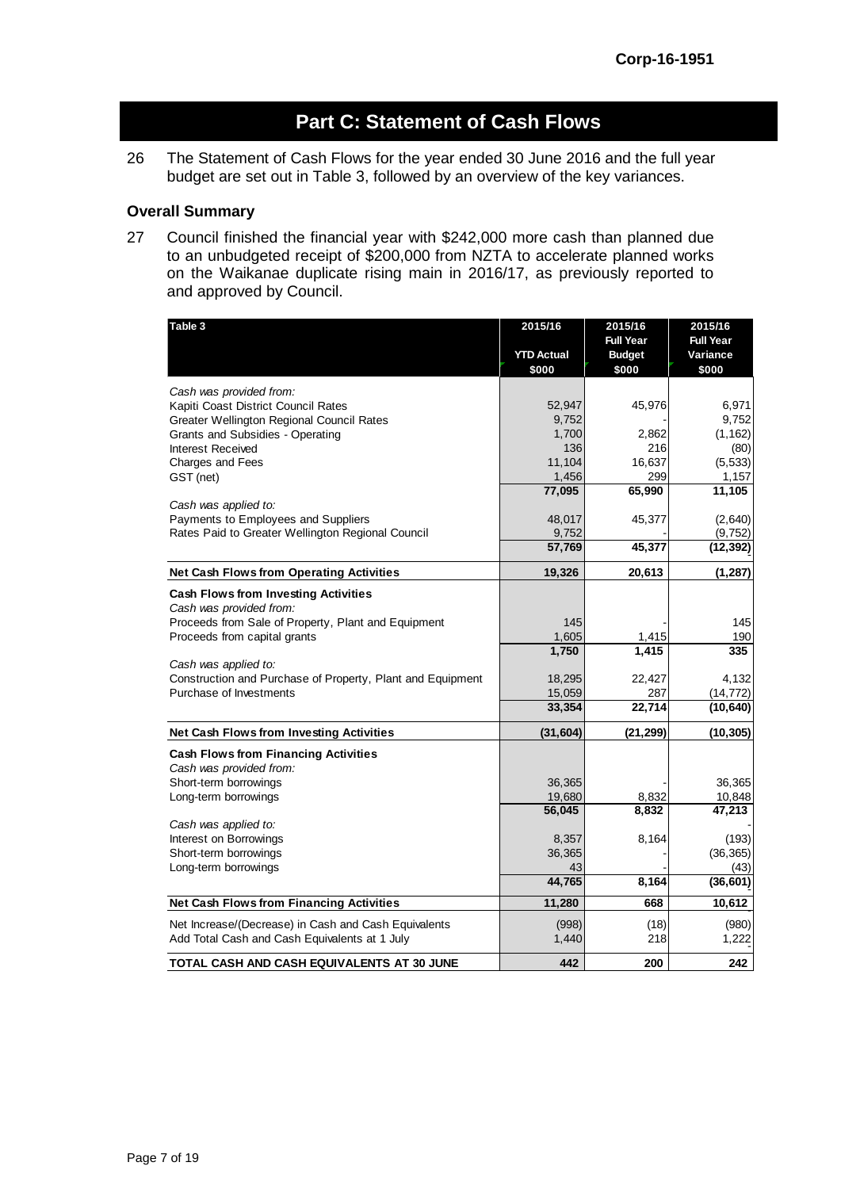# Part C: Statement of Cash Flows

26 The Statement of Cash Flows for the year ended 30 June 2016 and the full year budget are set out in Table 3, followed by an overview of the key variances.

### Overall Summary

27 Council finished the financial year with $242,000 more cash than planned due to an unbudgeted receipt of $200,000 from NZTA to accelerate planned works on the Waikanae duplicate rising main in 2016/17, as previously reported to and approved by Council.

| Table 3 | 2015/16 YTD Actual $000 | 2015/16 Full Year Budget $000 | 2015/16 Full Year Variance $000 |
|---|---|---|---|
| *Cash was provided from:* | | | |
| Kapiti Coast District Council Rates | 52,947 | 45,976 | 6,971 |
| Greater Wellington Regional Council Rates | 9,752 | - | 9,752 |
| Grants and Subsidies - Operating | 1,700 | 2,862 | (1,162) |
| Interest Received | 136 | 216 | (80) |
| Charges and Fees | 11,104 | 16,637 | (5,533) |
| GST (net) | 1,456 | 299 | 1,157 |
| | **77,095** | **65,990** | **11,105** |
| *Cash was applied to:* | | | |
| Payments to Employees and Suppliers | 48,017 | 45,377 | (2,640) |
| Rates Paid to Greater Wellington Regional Council | 9,752 | - | (9,752) |
| | **57,769** | **45,377** | **(12,392)** |
| **Net Cash Flows from Operating Activities** | **19,326** | **20,613** | **(1,287)** |
| **Cash Flows from Investing Activities** | | | |
| *Cash was provided from:* | | | |
| Proceeds from Sale of Property, Plant and Equipment | 145 | - | 145 |
| Proceeds from capital grants | 1,605 | 1,415 | 190 |
| | **1,750** | **1,415** | **335** |
| *Cash was applied to:* | | | |
| Construction and Purchase of Property, Plant and Equipment | 18,295 | 22,427 | 4,132 |
| Purchase of Investments | 15,059 | 287 | (14,772) |
| | **33,354** | **22,714** | **(10,640)** |
| **Net Cash Flows from Investing Activities** | **(31,604)** | **(21,299)** | **(10,305)** |
| **Cash Flows from Financing Activities** | | | |
| *Cash was provided from:* | | | |
| Short-term borrowings | 36,365 | - | 36,365 |
| Long-term borrowings | 19,680 | 8,832 | 10,848 |
| | **56,045** | **8,832** | **47,213** |
| *Cash was applied to:* | | | - |
| Interest on Borrowings | 8,357 | 8,164 | (193) |
| Short-term borrowings | 36,365 | - | (36,365) |
| Long-term borrowings | 43 | - | (43) |
| | **44,765** | **8,164** | **(36,601)** |
| **Net Cash Flows from Financing Activities** | **11,280** | **668** | **10,612** |
| Net Increase/(Decrease) in Cash and Cash Equivalents | (998) | (18) | (980) |
| Add Total Cash and Cash Equivalents at 1 July | 1,440 | 218 | 1,222 |
| **TOTAL CASH AND CASH EQUIVALENTS AT 30 JUNE** | **442** | **200** | **242** |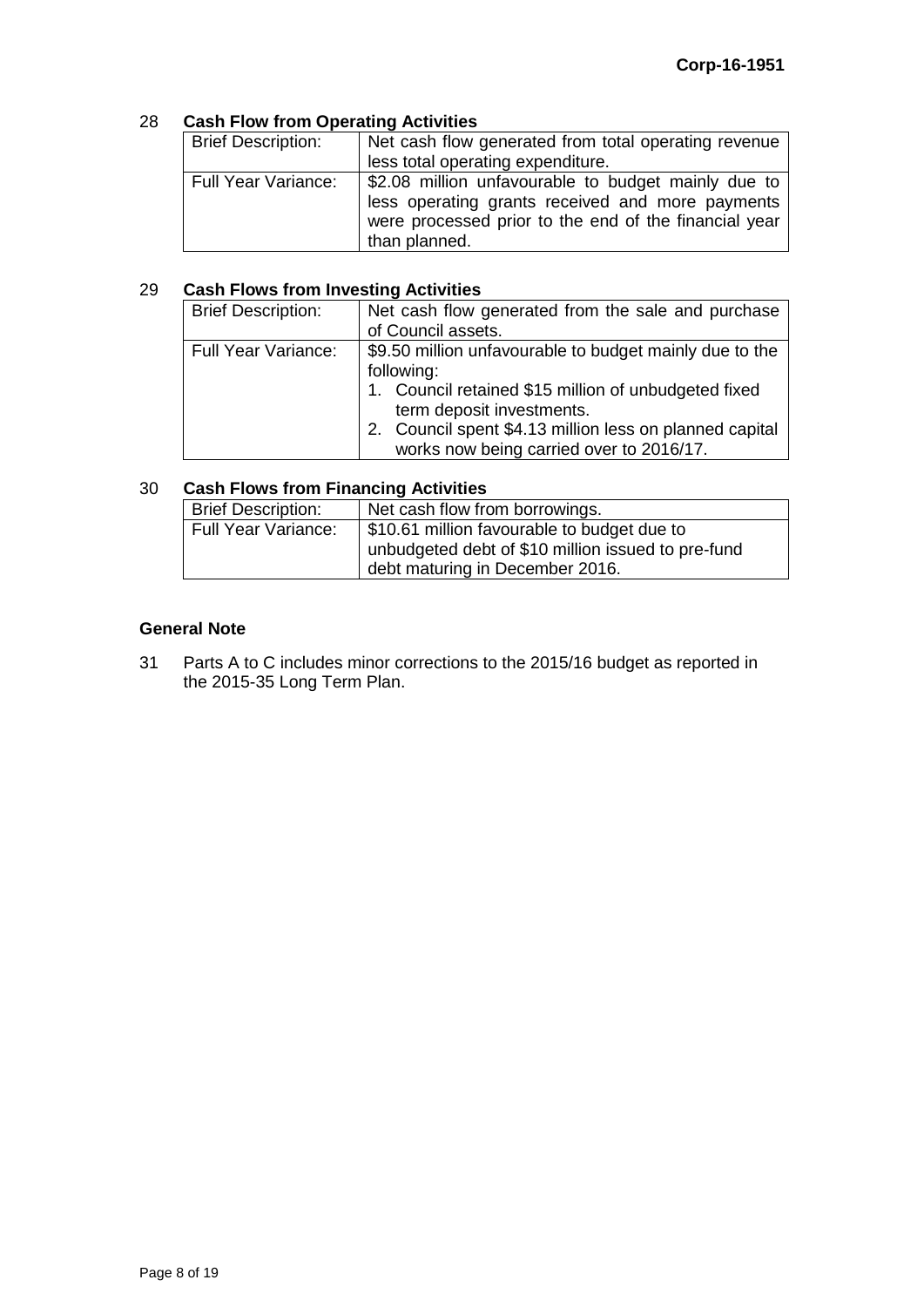28 **Cash Flow from Operating Activities**

| Brief Description: | Net cash flow generated from total operating revenue less total operating expenditure. |
|---|---|
| Full Year Variance: | $2.08 million unfavourable to budget mainly due to less operating grants received and more payments were processed prior to the end of the financial year than planned. |

29 **Cash Flows from Investing Activities**

| Brief Description: | Net cash flow generated from the sale and purchase of Council assets. |
|---|---|
| Full Year Variance: | $9.50 million unfavourable to budget mainly due to the following:<br>1. Council retained $15 million of unbudgeted fixed term deposit investments.<br>2. Council spent $4.13 million less on planned capital works now being carried over to 2016/17. |

30 **Cash Flows from Financing Activities**

| Brief Description: | Net cash flow from borrowings. |
|---|---|
| Full Year Variance: | $10.61 million favourable to budget due to unbudgeted debt of $10 million issued to pre-fund debt maturing in December 2016. |

**General Note**

31 Parts A to C includes minor corrections to the 2015/16 budget as reported in the 2015-35 Long Term Plan.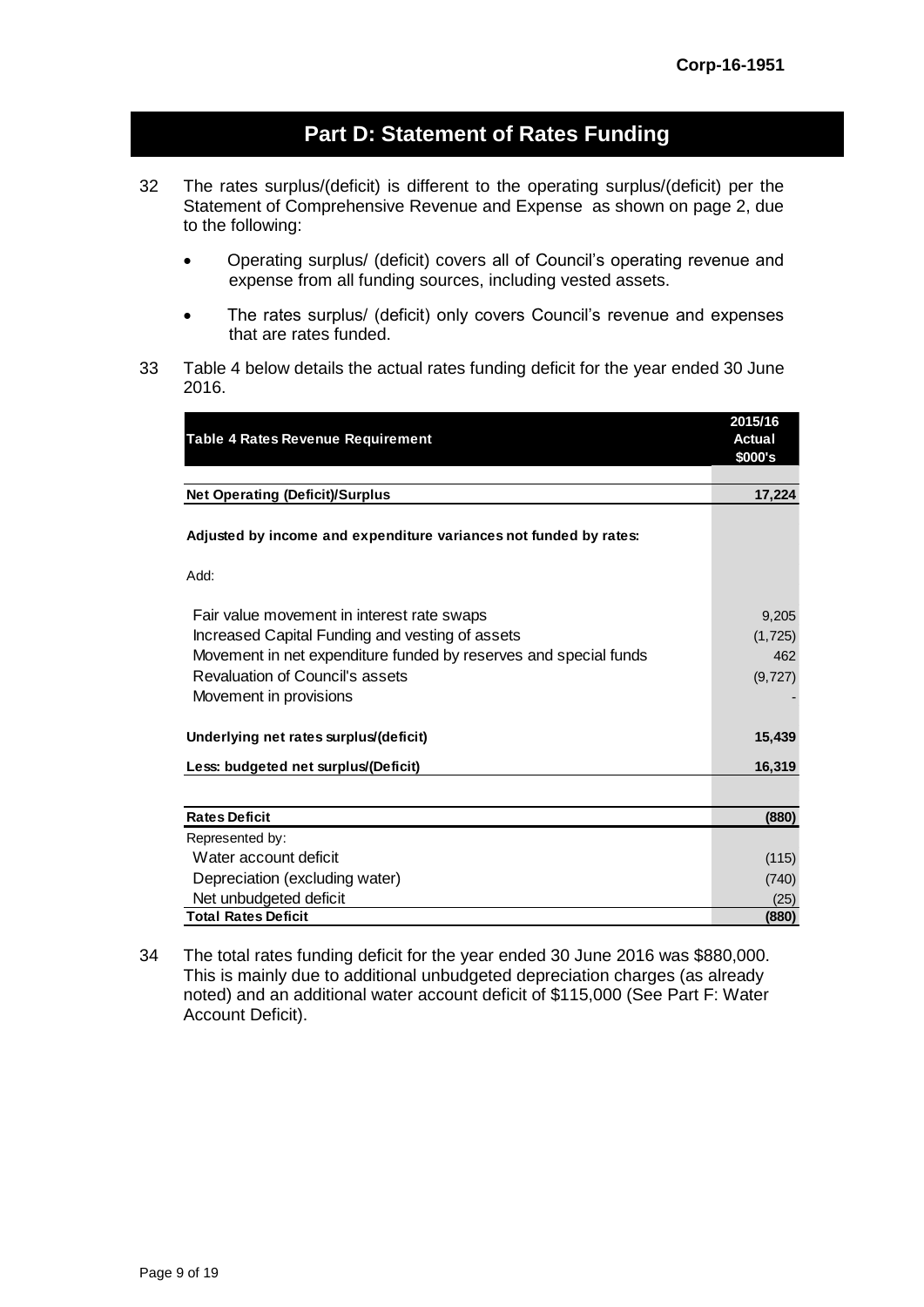## Part D: Statement of Rates Funding

32 The rates surplus/(deficit) is different to the operating surplus/(deficit) per the Statement of Comprehensive Revenue and Expense as shown on page 2, due to the following:

- Operating surplus/ (deficit) covers all of Council's operating revenue and expense from all funding sources, including vested assets.
- The rates surplus/ (deficit) only covers Council's revenue and expenses that are rates funded.

33 Table 4 below details the actual rates funding deficit for the year ended 30 June 2016.

| Table 4 Rates Revenue Requirement | 2015/16 Actual $000's |
|---|---|
| **Net Operating (Deficit)/Surplus** | **17,224** |
| **Adjusted by income and expenditure variances not funded by rates:** | |
| Add: | |
| Fair value movement in interest rate swaps | 9,205 |
| Increased Capital Funding and vesting of assets | (1,725) |
| Movement in net expenditure funded by reserves and special funds | 462 |
| Revaluation of Council's assets | (9,727) |
| Movement in provisions | - |
| **Underlying net rates surplus/(deficit)** | **15,439** |
| **Less: budgeted net surplus/(Deficit)** | **16,319** |
| **Rates Deficit** | **(880)** |
| Represented by: | |
| Water account deficit | (115) |
| Depreciation (excluding water) | (740) |
| Net unbudgeted deficit | (25) |
| **Total Rates Deficit** | **(880)** |

34 The total rates funding deficit for the year ended 30 June 2016 was $880,000. This is mainly due to additional unbudgeted depreciation charges (as already noted) and an additional water account deficit of $115,000 (See Part F: Water Account Deficit).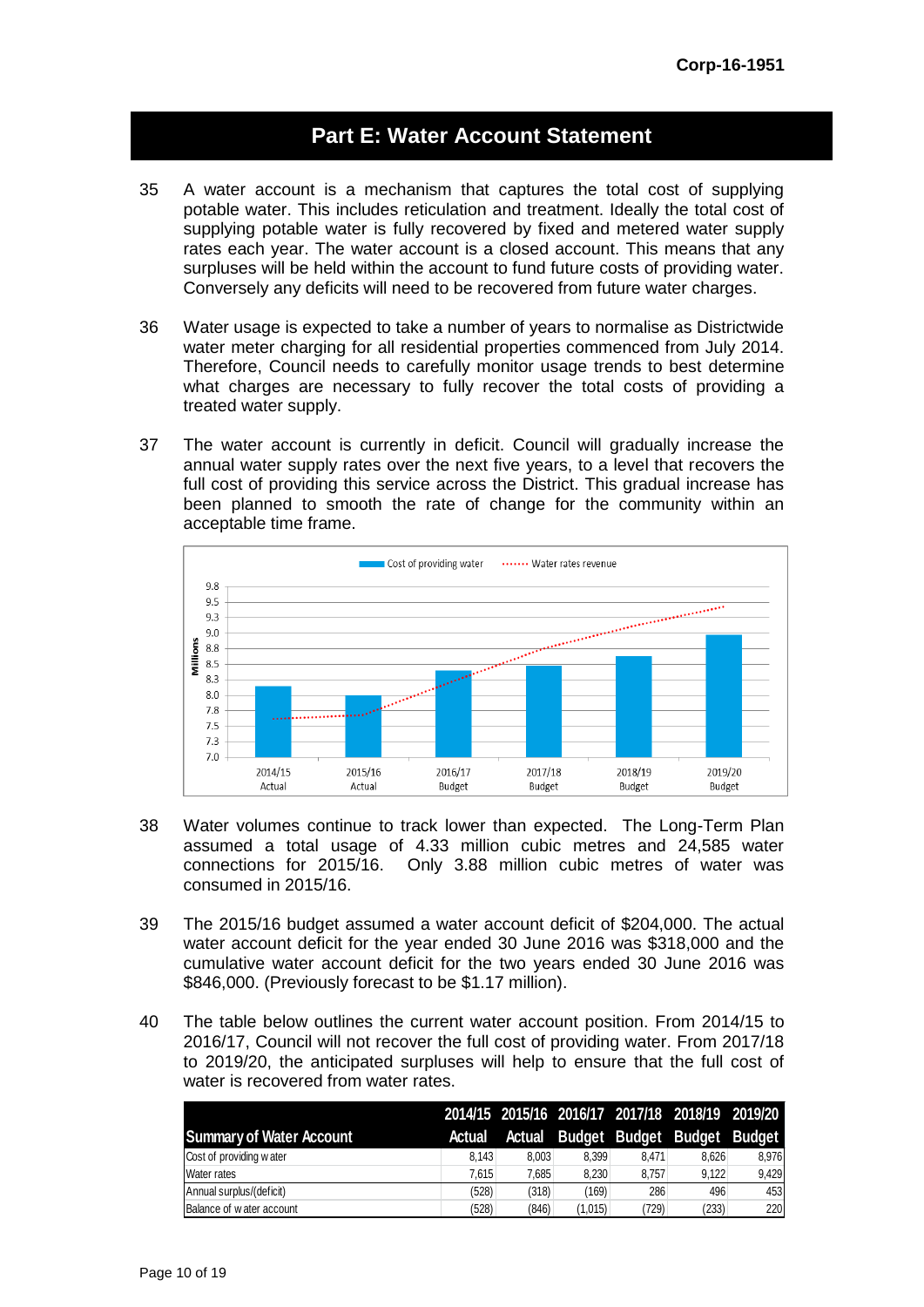## Part E: Water Account Statement

35 A water account is a mechanism that captures the total cost of supplying potable water. This includes reticulation and treatment. Ideally the total cost of supplying potable water is fully recovered by fixed and metered water supply rates each year. The water account is a closed account. This means that any surpluses will be held within the account to fund future costs of providing water. Conversely any deficits will need to be recovered from future water charges.

36 Water usage is expected to take a number of years to normalise as Districtwide water meter charging for all residential properties commenced from July 2014. Therefore, Council needs to carefully monitor usage trends to best determine what charges are necessary to fully recover the total costs of providing a treated water supply.

37 The water account is currently in deficit. Council will gradually increase the annual water supply rates over the next five years, to a level that recovers the full cost of providing this service across the District. This gradual increase has been planned to smooth the rate of change for the community within an acceptable time frame.

38 Water volumes continue to track lower than expected. The Long-Term Plan assumed a total usage of 4.33 million cubic metres and 24,585 water connections for 2015/16. Only 3.88 million cubic metres of water was consumed in 2015/16.

39 The 2015/16 budget assumed a water account deficit of $204,000. The actual water account deficit for the year ended 30 June 2016 was $318,000 and the cumulative water account deficit for the two years ended 30 June 2016 was $846,000. (Previously forecast to be $1.17 million).

40 The table below outlines the current water account position. From 2014/15 to 2016/17, Council will not recover the full cost of providing water. From 2017/18 to 2019/20, the anticipated surpluses will help to ensure that the full cost of water is recovered from water rates.

| Summary of Water Account | 2014/15 Actual | 2015/16 Actual | 2016/17 Budget | 2017/18 Budget | 2018/19 Budget | 2019/20 Budget |
|---|---|---|---|---|---|---|
| Cost of providing water | 8,143 | 8,003 | 8,399 | 8,471 | 8,626 | 8,976 |
| Water rates | 7,615 | 7,685 | 8,230 | 8,757 | 9,122 | 9,429 |
| Annual surplus/(deficit) | (528) | (318) | (169) | 286 | 496 | 453 |
| Balance of water account | (528) | (846) | (1,015) | (729) | (233) | 220 |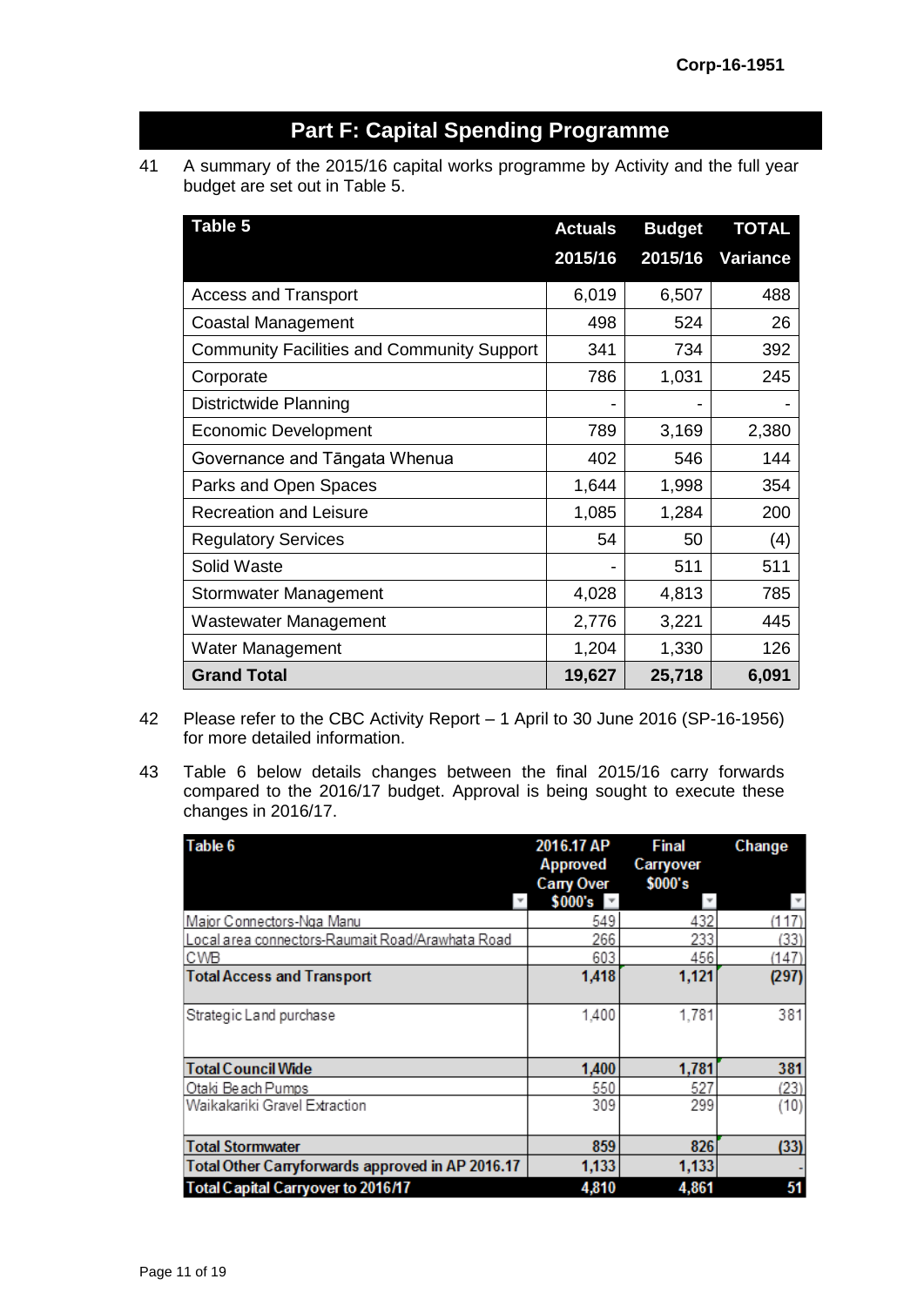## Part F: Capital Spending Programme

41 A summary of the 2015/16 capital works programme by Activity and the full year budget are set out in Table 5.

| Table 5 | Actuals 2015/16 | Budget 2015/16 | TOTAL Variance |
|---|---|---|---|
| Access and Transport | 6,019 | 6,507 | 488 |
| Coastal Management | 498 | 524 | 26 |
| Community Facilities and Community Support | 341 | 734 | 392 |
| Corporate | 786 | 1,031 | 245 |
| Districtwide Planning | - | - | - |
| Economic Development | 789 | 3,169 | 2,380 |
| Governance and Tāngata Whenua | 402 | 546 | 144 |
| Parks and Open Spaces | 1,644 | 1,998 | 354 |
| Recreation and Leisure | 1,085 | 1,284 | 200 |
| Regulatory Services | 54 | 50 | (4) |
| Solid Waste | - | 511 | 511 |
| Stormwater Management | 4,028 | 4,813 | 785 |
| Wastewater Management | 2,776 | 3,221 | 445 |
| Water Management | 1,204 | 1,330 | 126 |
| **Grand Total** | **19,627** | **25,718** | **6,091** |

42 Please refer to the CBC Activity Report – 1 April to 30 June 2016 (SP-16-1956) for more detailed information.

43 Table 6 below details changes between the final 2015/16 carry forwards compared to the 2016/17 budget. Approval is being sought to execute these changes in 2016/17.

| Table 6 | 2016.17 AP Approved Carry Over $000's | Final Carryover $000's | Change |
|---|---|---|---|
| Major Connectors-Nga Manu | 549 | 432 | (117) |
| Local area connectors-Raumait Road/Arawhata Road | 266 | 233 | (33) |
| CWB | 603 | 456 | (147) |
| **Total Access and Transport** | **1,418** | **1,121** | **(297)** |
| Strategic Land purchase | 1,400 | 1,781 | 381 |
| **Total Council Wide** | **1,400** | **1,781** | **381** |
| Otaki Beach Pumps | 550 | 527 | (23) |
| Waikakariki Gravel Extraction | 309 | 299 | (10) |
| **Total Stormwater** | **859** | **826** | **(33)** |
| **Total Other Carryforwards approved in AP 2016.17** | **1,133** | **1,133** | **-** |
| **Total Capital Carryover to 2016/17** | **4,810** | **4,861** | **51** |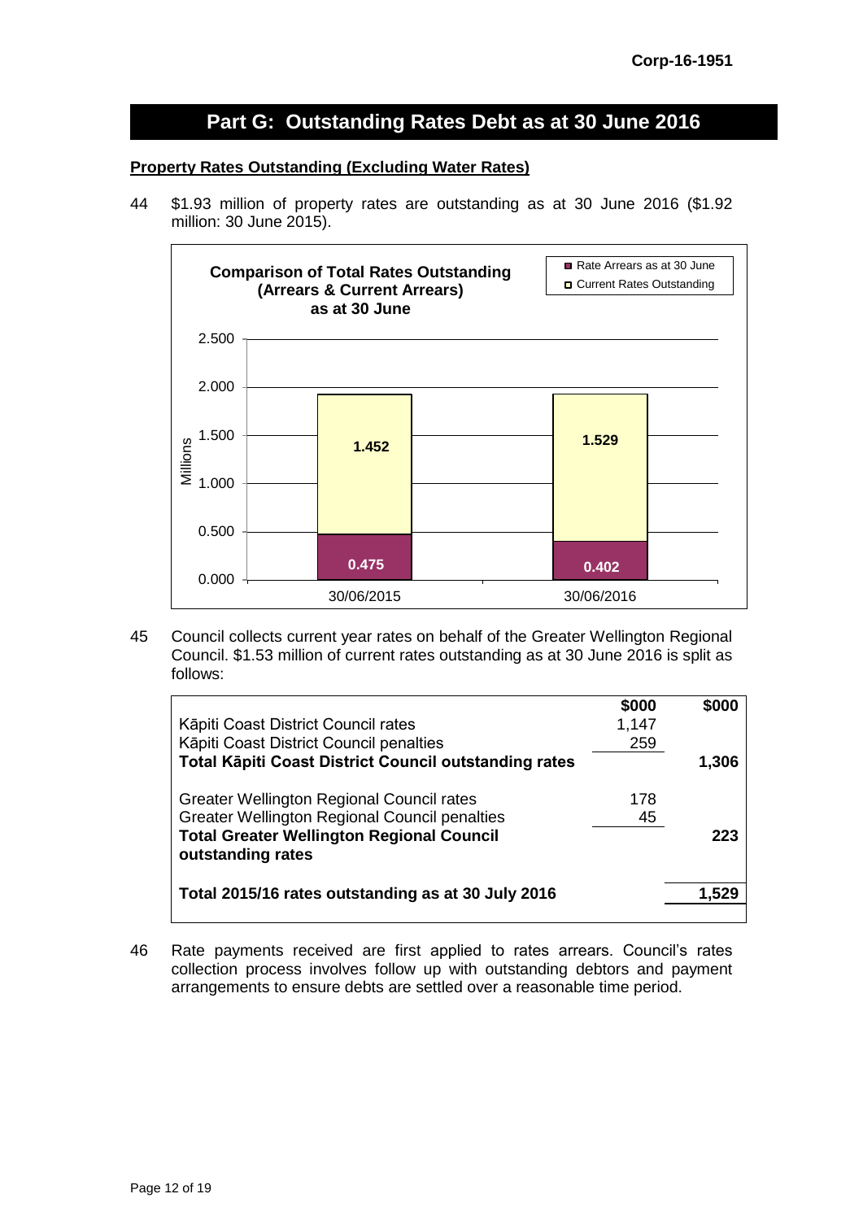# Part G: Outstanding Rates Debt as at 30 June 2016

**Property Rates Outstanding (Excluding Water Rates)**

44 $1.93 million of property rates are outstanding as at 30 June 2016 ($1.92 million: 30 June 2015).

**Comparison of Total Rates Outstanding (Arrears & Current Arrears) as at 30 June**

| Millions | 30/06/2015 | 30/06/2016 |
|---|---|---|
| Rate Arrears as at 30 June | 0.475 | 0.402 |
| Current Rates Outstanding | 1.452 | 1.529 |

45 Council collects current year rates on behalf of the Greater Wellington Regional Council. $1.53 million of current rates outstanding as at 30 June 2016 is split as follows:

| | $000 | $000 |
|---|---|---|
| Kāpiti Coast District Council rates | 1,147 | |
| Kāpiti Coast District Council penalties | 259 | |
| **Total Kāpiti Coast District Council outstanding rates** | | **1,306** |
| Greater Wellington Regional Council rates | 178 | |
| Greater Wellington Regional Council penalties | 45 | |
| **Total Greater Wellington Regional Council outstanding rates** | | **223** |
| **Total 2015/16 rates outstanding as at 30 July 2016** | | **1,529** |

46 Rate payments received are first applied to rates arrears. Council's rates collection process involves follow up with outstanding debtors and payment arrangements to ensure debts are settled over a reasonable time period.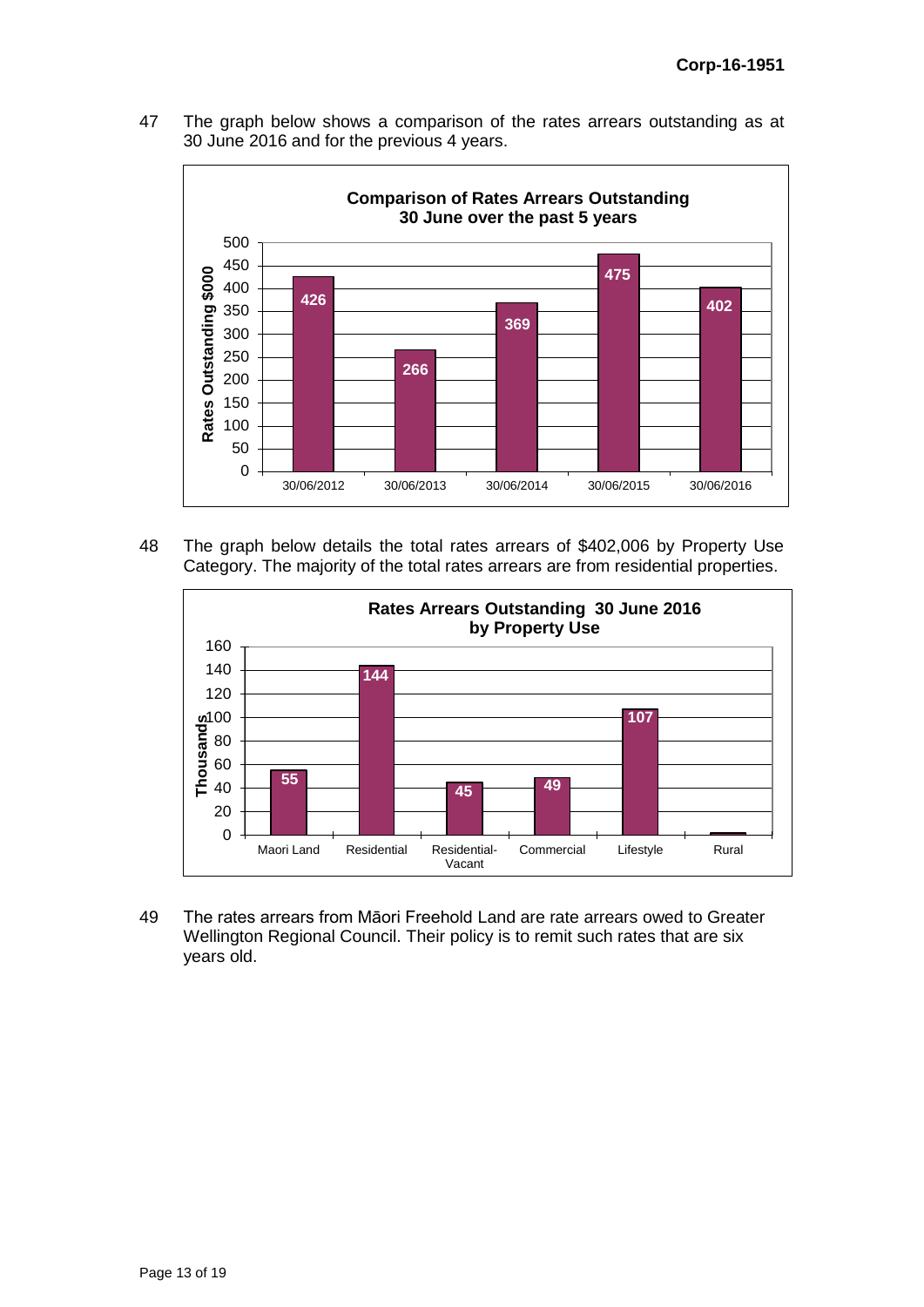47 The graph below shows a comparison of the rates arrears outstanding as at 30 June 2016 and for the previous 4 years.

**Comparison of Rates Arrears Outstanding 30 June over the past 5 years**

| Date | Rates Outstanding $000 |
|---|---|
| 30/06/2012 | 426 |
| 30/06/2013 | 266 |
| 30/06/2014 | 369 |
| 30/06/2015 | 475 |
| 30/06/2016 | 402 |

48 The graph below details the total rates arrears of $402,006 by Property Use Category. The majority of the total rates arrears are from residential properties.

**Rates Arrears Outstanding 30 June 2016 by Property Use**

| Property Use | Thousands |
|---|---|
| Maori Land | 55 |
| Residential | 144 |
| Residential-Vacant | 45 |
| Commercial | 49 |
| Lifestyle | 107 |
| Rural | |

49 The rates arrears from Māori Freehold Land are rate arrears owed to Greater Wellington Regional Council. Their policy is to remit such rates that are six years old.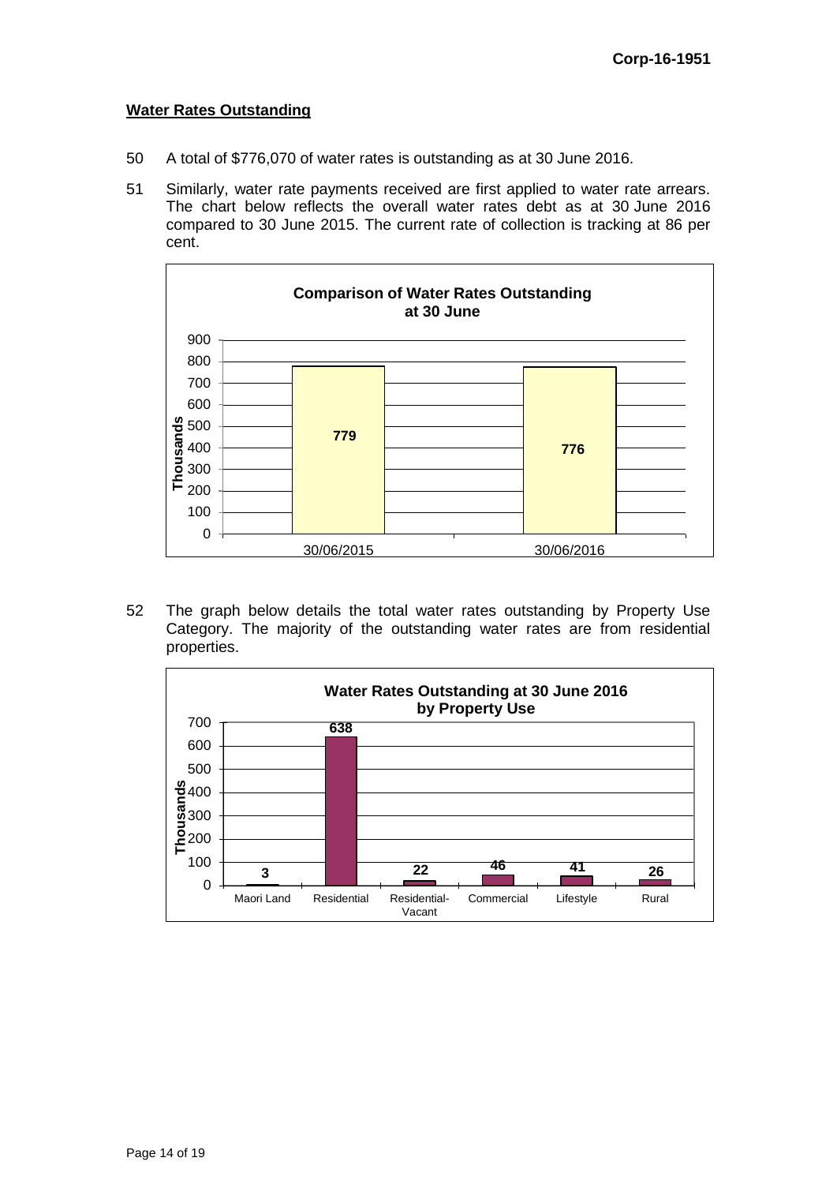## Water Rates Outstanding

50 A total of $776,070 of water rates is outstanding as at 30 June 2016.

51 Similarly, water rate payments received are first applied to water rate arrears. The chart below reflects the overall water rates debt as at 30 June 2016 compared to 30 June 2015. The current rate of collection is tracking at 86 per cent.

**Comparison of Water Rates Outstanding at 30 June**

| Date | Thousands |
|---|---|
| 30/06/2015 | 779 |
| 30/06/2016 | 776 |

52 The graph below details the total water rates outstanding by Property Use Category. The majority of the outstanding water rates are from residential properties.

**Water Rates Outstanding at 30 June 2016 by Property Use**

| Property Use | Thousands |
|---|---|
| Maori Land | 3 |
| Residential | 638 |
| Residential-Vacant | 22 |
| Commercial | 46 |
| Lifestyle | 41 |
| Rural | 26 |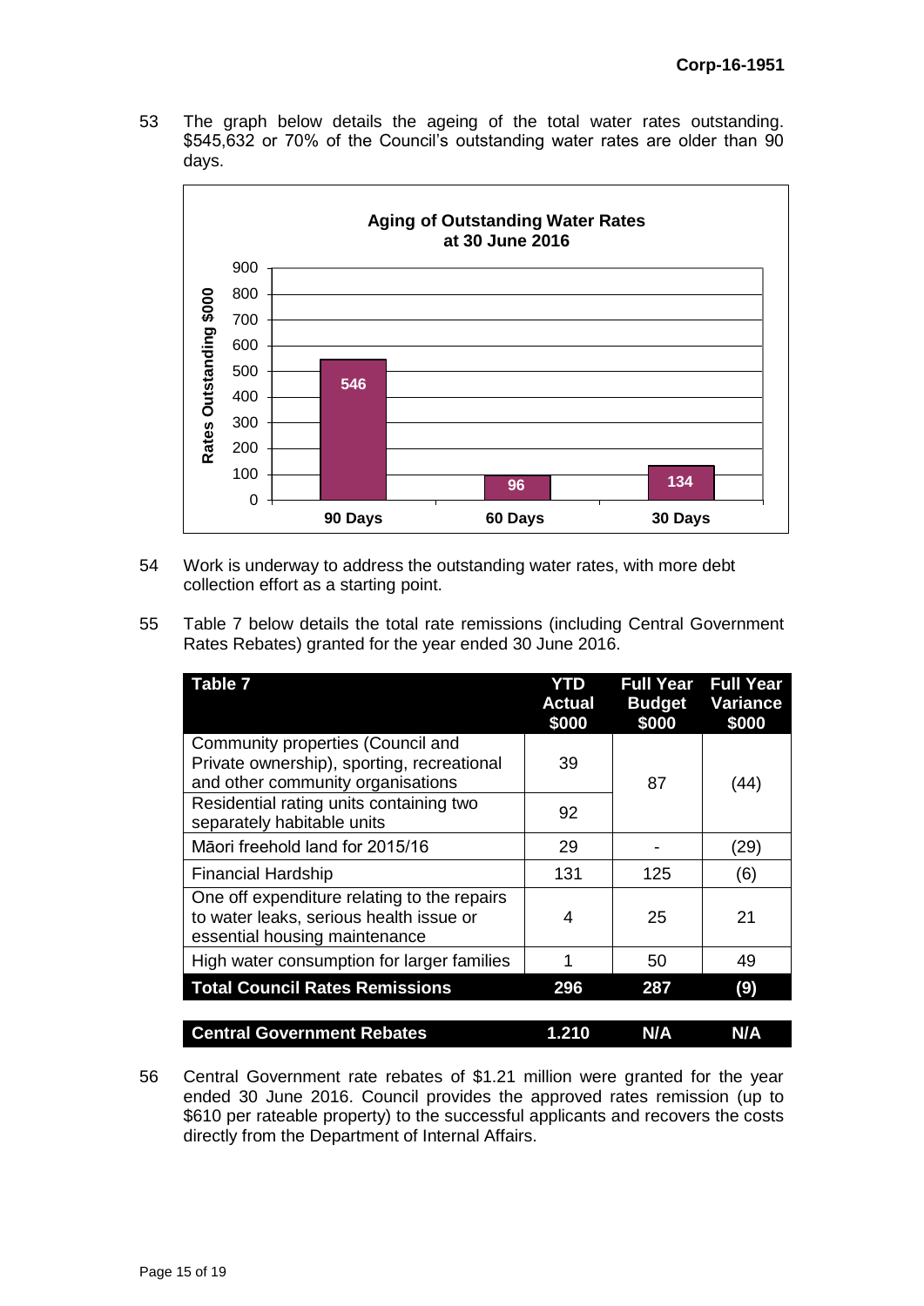53 The graph below details the ageing of the total water rates outstanding. $545,632 or 70% of the Council's outstanding water rates are older than 90 days.

**Aging of Outstanding Water Rates at 30 June 2016**

| | 90 Days | 60 Days | 30 Days |
|---|---|---|---|
| Rates Outstanding $000 | 546 | 96 | 134 |

54 Work is underway to address the outstanding water rates, with more debt collection effort as a starting point.

55 Table 7 below details the total rate remissions (including Central Government Rates Rebates) granted for the year ended 30 June 2016.

| Table 7 | YTD Actual $000 | Full Year Budget $000 | Full Year Variance $000 |
|---|---|---|---|
| Community properties (Council and Private ownership), sporting, recreational and other community organisations | 39 | 87 | (44) |
| Residential rating units containing two separately habitable units | 92 | | |
| Māori freehold land for 2015/16 | 29 | - | (29) |
| Financial Hardship | 131 | 125 | (6) |
| One off expenditure relating to the repairs to water leaks, serious health issue or essential housing maintenance | 4 | 25 | 21 |
| High water consumption for larger families | 1 | 50 | 49 |
| **Total Council Rates Remissions** | **296** | **287** | **(9)** |
| | | | |
| **Central Government Rebates** | **1.210** | **N/A** | **N/A** |

56 Central Government rate rebates of $1.21 million were granted for the year ended 30 June 2016. Council provides the approved rates remission (up to $610 per rateable property) to the successful applicants and recovers the costs directly from the Department of Internal Affairs.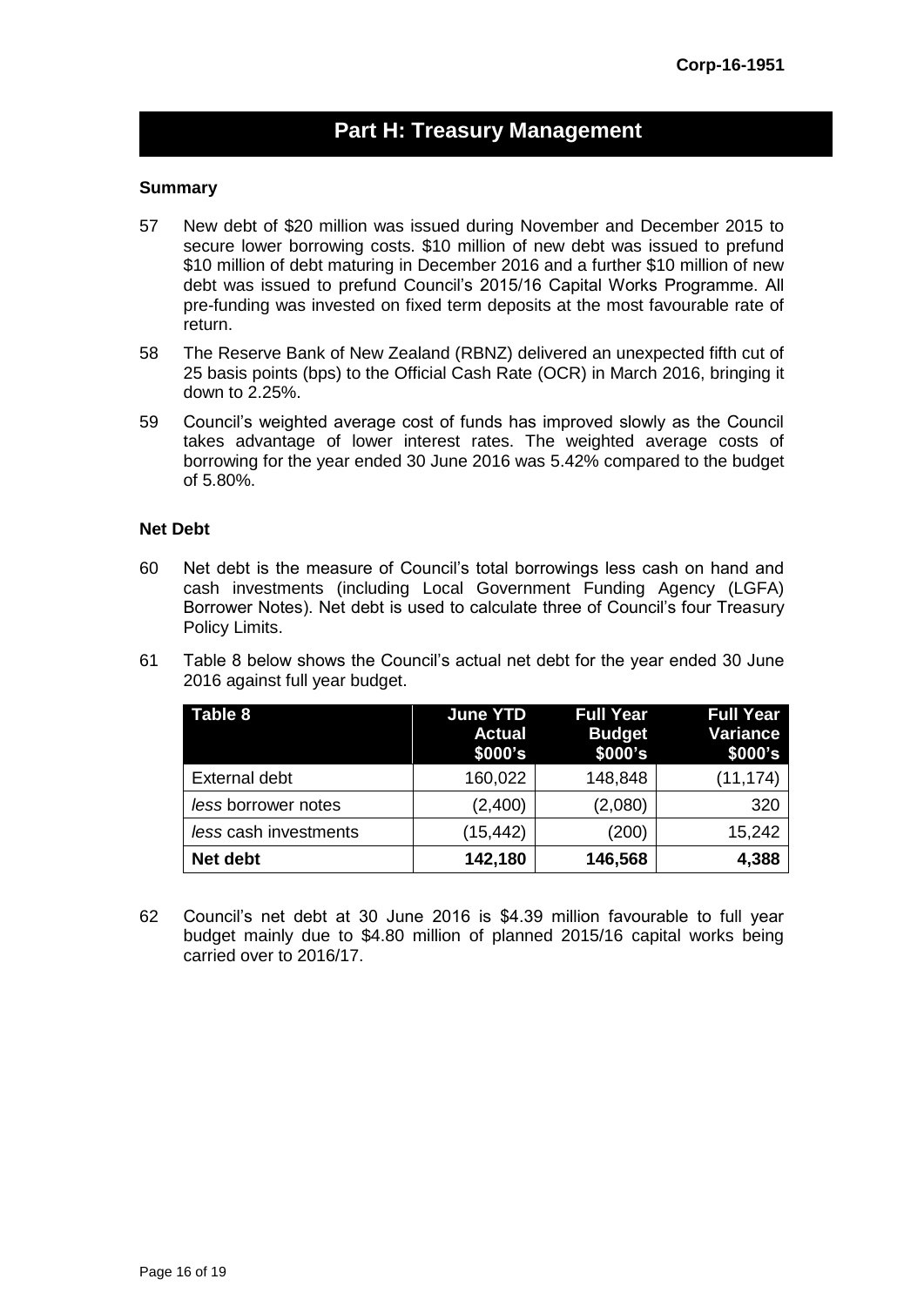## Part H: Treasury Management

**Summary**

57 New debt of $20 million was issued during November and December 2015 to secure lower borrowing costs. $10 million of new debt was issued to prefund $10 million of debt maturing in December 2016 and a further $10 million of new debt was issued to prefund Council's 2015/16 Capital Works Programme. All pre-funding was invested on fixed term deposits at the most favourable rate of return.

58 The Reserve Bank of New Zealand (RBNZ) delivered an unexpected fifth cut of 25 basis points (bps) to the Official Cash Rate (OCR) in March 2016, bringing it down to 2.25%.

59 Council's weighted average cost of funds has improved slowly as the Council takes advantage of lower interest rates. The weighted average costs of borrowing for the year ended 30 June 2016 was 5.42% compared to the budget of 5.80%.

**Net Debt**

60 Net debt is the measure of Council's total borrowings less cash on hand and cash investments (including Local Government Funding Agency (LGFA) Borrower Notes). Net debt is used to calculate three of Council's four Treasury Policy Limits.

61 Table 8 below shows the Council's actual net debt for the year ended 30 June 2016 against full year budget.

| Table 8 | June YTD Actual $000's | Full Year Budget $000's | Full Year Variance $000's |
|---|---|---|---|
| External debt | 160,022 | 148,848 | (11,174) |
| *less* borrower notes | (2,400) | (2,080) | 320 |
| *less* cash investments | (15,442) | (200) | 15,242 |
| **Net debt** | **142,180** | **146,568** | **4,388** |

62 Council's net debt at 30 June 2016 is $4.39 million favourable to full year budget mainly due to $4.80 million of planned 2015/16 capital works being carried over to 2016/17.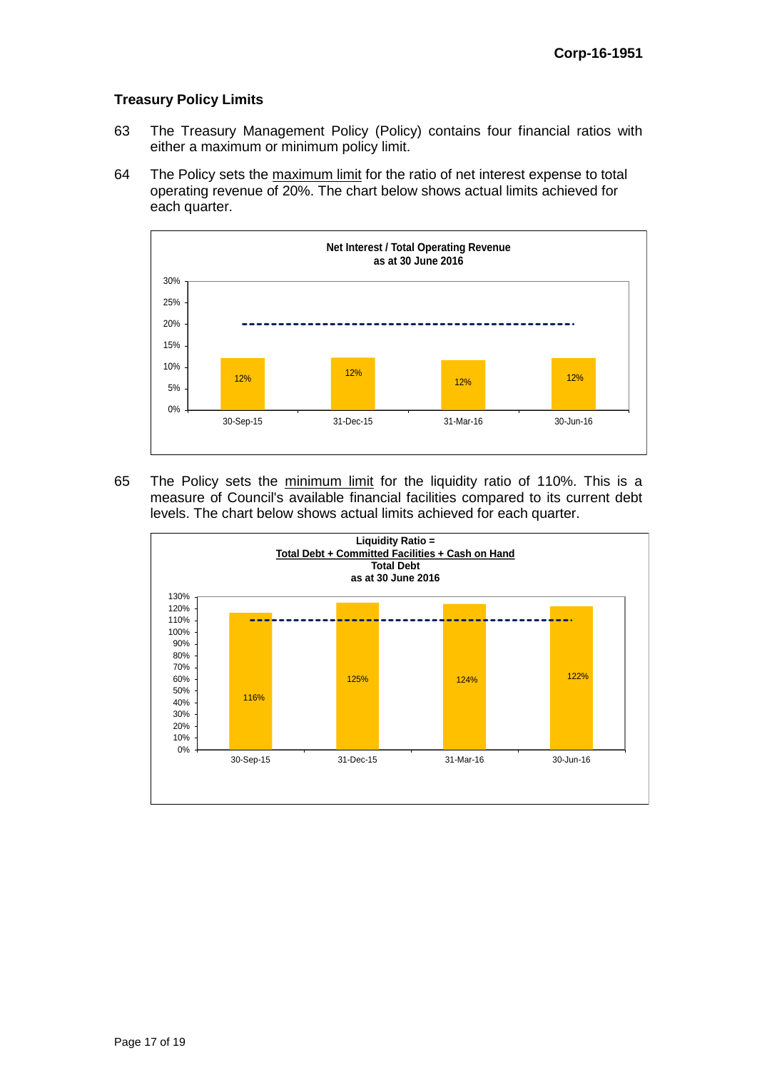### Treasury Policy Limits

63 The Treasury Management Policy (Policy) contains four financial ratios with either a maximum or minimum policy limit.

64 The Policy sets the <u>maximum limit</u> for the ratio of net interest expense to total operating revenue of 20%. The chart below shows actual limits achieved for each quarter.

**Net Interest / Total Operating Revenue as at 30 June 2016**

| Quarter | Actual | Policy maximum limit |
|---|---|---|
| 30-Sep-15 | 12% | 20% |
| 31-Dec-15 | 12% | 20% |
| 31-Mar-16 | 12% | 20% |
| 30-Jun-16 | 12% | 20% |

65 The Policy sets the <u>minimum limit</u> for the liquidity ratio of 110%. This is a measure of Council's available financial facilities compared to its current debt levels. The chart below shows actual limits achieved for each quarter.

**Liquidity Ratio = Total Debt + Committed Facilities + Cash on Hand / Total Debt as at 30 June 2016**

| Quarter | Actual | Policy minimum limit |
|---|---|---|
| 30-Sep-15 | 116% | 110% |
| 31-Dec-15 | 125% | 110% |
| 31-Mar-16 | 124% | 110% |
| 30-Jun-16 | 122% | 110% |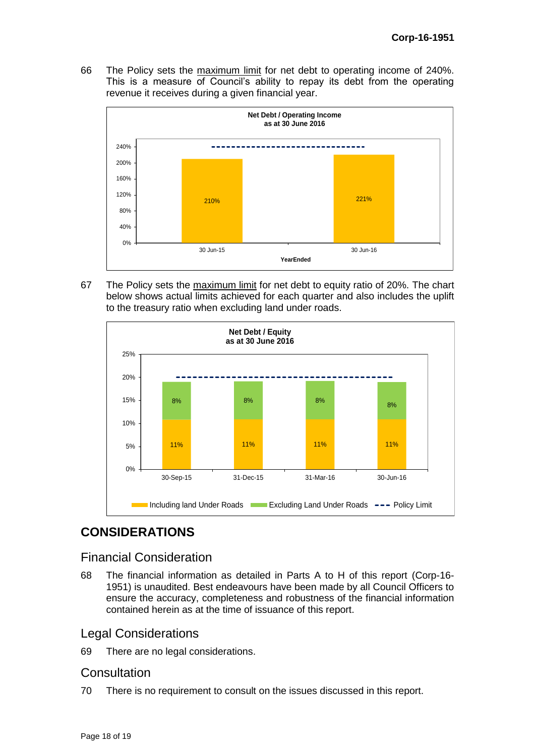66 The Policy sets the maximum limit for net debt to operating income of 240%. This is a measure of Council's ability to repay its debt from the operating revenue it receives during a given financial year.

**Net Debt / Operating Income as at 30 June 2016**

| YearEnded | Net Debt / Operating Income | Policy Limit |
| --- | --- | --- |
| 30 Jun-15 | 210% | 240% |
| 30 Jun-16 | 221% | 240% |

67 The Policy sets the maximum limit for net debt to equity ratio of 20%. The chart below shows actual limits achieved for each quarter and also includes the uplift to the treasury ratio when excluding land under roads.

**Net Debt / Equity as at 30 June 2016**

| Quarter | Including land Under Roads | Excluding Land Under Roads | Policy Limit |
| --- | --- | --- | --- |
| 30-Sep-15 | 11% | 8% | 20% |
| 31-Dec-15 | 11% | 8% | 20% |
| 31-Mar-16 | 11% | 8% | 20% |
| 30-Jun-16 | 11% | 8% | 20% |

## CONSIDERATIONS

### Financial Consideration

68 The financial information as detailed in Parts A to H of this report (Corp-16-1951) is unaudited. Best endeavours have been made by all Council Officers to ensure the accuracy, completeness and robustness of the financial information contained herein as at the time of issuance of this report.

### Legal Considerations

69 There are no legal considerations.

### Consultation

70 There is no requirement to consult on the issues discussed in this report.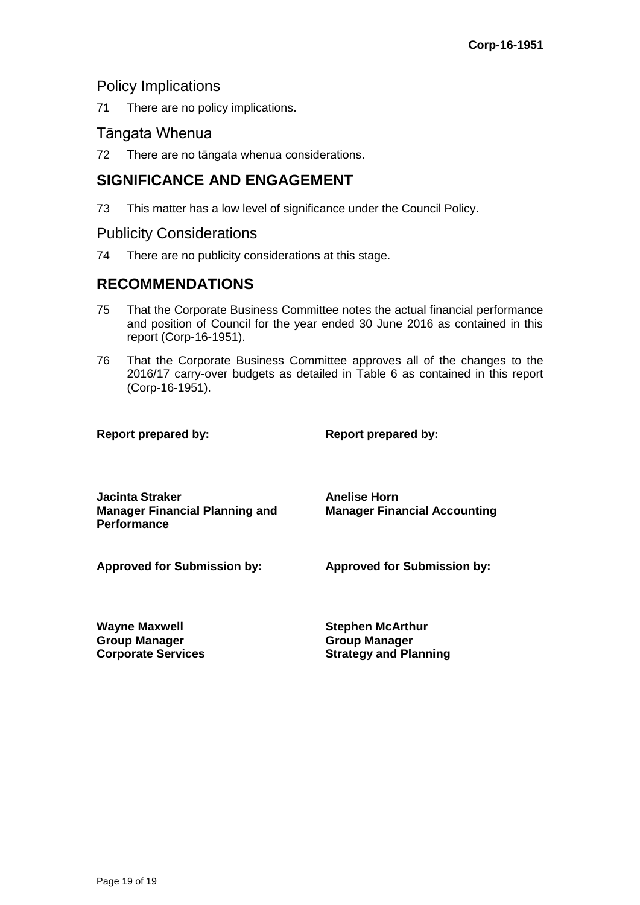### Policy Implications

71 There are no policy implications.

### Tāngata Whenua

72 There are no tāngata whenua considerations.

## SIGNIFICANCE AND ENGAGEMENT

73 This matter has a low level of significance under the Council Policy.

### Publicity Considerations

74 There are no publicity considerations at this stage.

## RECOMMENDATIONS

75 That the Corporate Business Committee notes the actual financial performance and position of Council for the year ended 30 June 2016 as contained in this report (Corp-16-1951).

76 That the Corporate Business Committee approves all of the changes to the 2016/17 carry-over budgets as detailed in Table 6 as contained in this report (Corp-16-1951).

| | |
|---|---|
| **Report prepared by:** | **Report prepared by:** |
| **Jacinta Straker**<br>**Manager Financial Planning and Performance** | **Anelise Horn**<br>**Manager Financial Accounting** |
| **Approved for Submission by:** | **Approved for Submission by:** |
| **Wayne Maxwell**<br>**Group Manager**<br>**Corporate Services** | **Stephen McArthur**<br>**Group Manager**<br>**Strategy and Planning** |